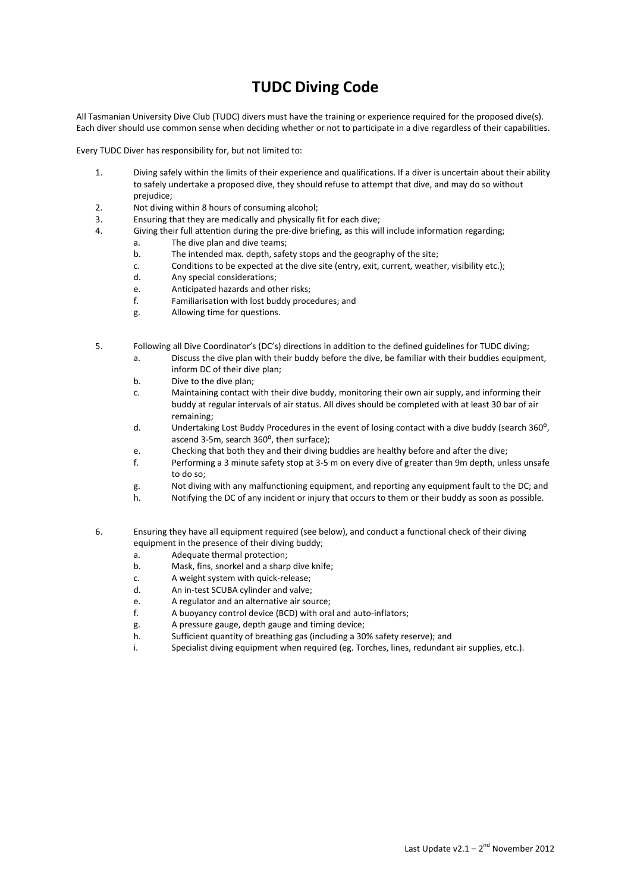# TUDC Diving Code

All Tasmanian University Dive Club (TUDC) divers must have the training or experience required for the proposed dive(s). Each diver should use common sense when deciding whether or not to participate in a dive regardless of their capabilities.

Every TUDC Diver has responsibility for, but not limited to:

1. Diving safely within the limits of their experience and qualifications. If a diver is uncertain about their ability to safely undertake a proposed dive, they should refuse to attempt that dive, and may do so without prejudice;
2. Not diving within 8 hours of consuming alcohol;
3. Ensuring that they are medically and physically fit for each dive;
4. Giving their full attention during the pre-dive briefing, as this will include information regarding;
   a. The dive plan and dive teams;
   b. The intended max. depth, safety stops and the geography of the site;
   c. Conditions to be expected at the dive site (entry, exit, current, weather, visibility etc.);
   d. Any special considerations;
   e. Anticipated hazards and other risks;
   f. Familiarisation with lost buddy procedures; and
   g. Allowing time for questions.

5. Following all Dive Coordinator's (DC's) directions in addition to the defined guidelines for TUDC diving;
   a. Discuss the dive plan with their buddy before the dive, be familiar with their buddies equipment, inform DC of their dive plan;
   b. Dive to the dive plan;
   c. Maintaining contact with their dive buddy, monitoring their own air supply, and informing their buddy at regular intervals of air status. All dives should be completed with at least 30 bar of air remaining;
   d. Undertaking Lost Buddy Procedures in the event of losing contact with a dive buddy (search 360°, ascend 3-5m, search 360°, then surface);
   e. Checking that both they and their diving buddies are healthy before and after the dive;
   f. Performing a 3 minute safety stop at 3-5 m on every dive of greater than 9m depth, unless unsafe to do so;
   g. Not diving with any malfunctioning equipment, and reporting any equipment fault to the DC; and
   h. Notifying the DC of any incident or injury that occurs to them or their buddy as soon as possible.

6. Ensuring they have all equipment required (see below), and conduct a functional check of their diving equipment in the presence of their diving buddy;
   a. Adequate thermal protection;
   b. Mask, fins, snorkel and a sharp dive knife;
   c. A weight system with quick-release;
   d. An in-test SCUBA cylinder and valve;
   e. A regulator and an alternative air source;
   f. A buoyancy control device (BCD) with oral and auto-inflators;
   g. A pressure gauge, depth gauge and timing device;
   h. Sufficient quantity of breathing gas (including a 30% safety reserve); and
   i. Specialist diving equipment when required (eg. Torches, lines, redundant air supplies, etc.).

Last Update v2.1 – 2nd November 2012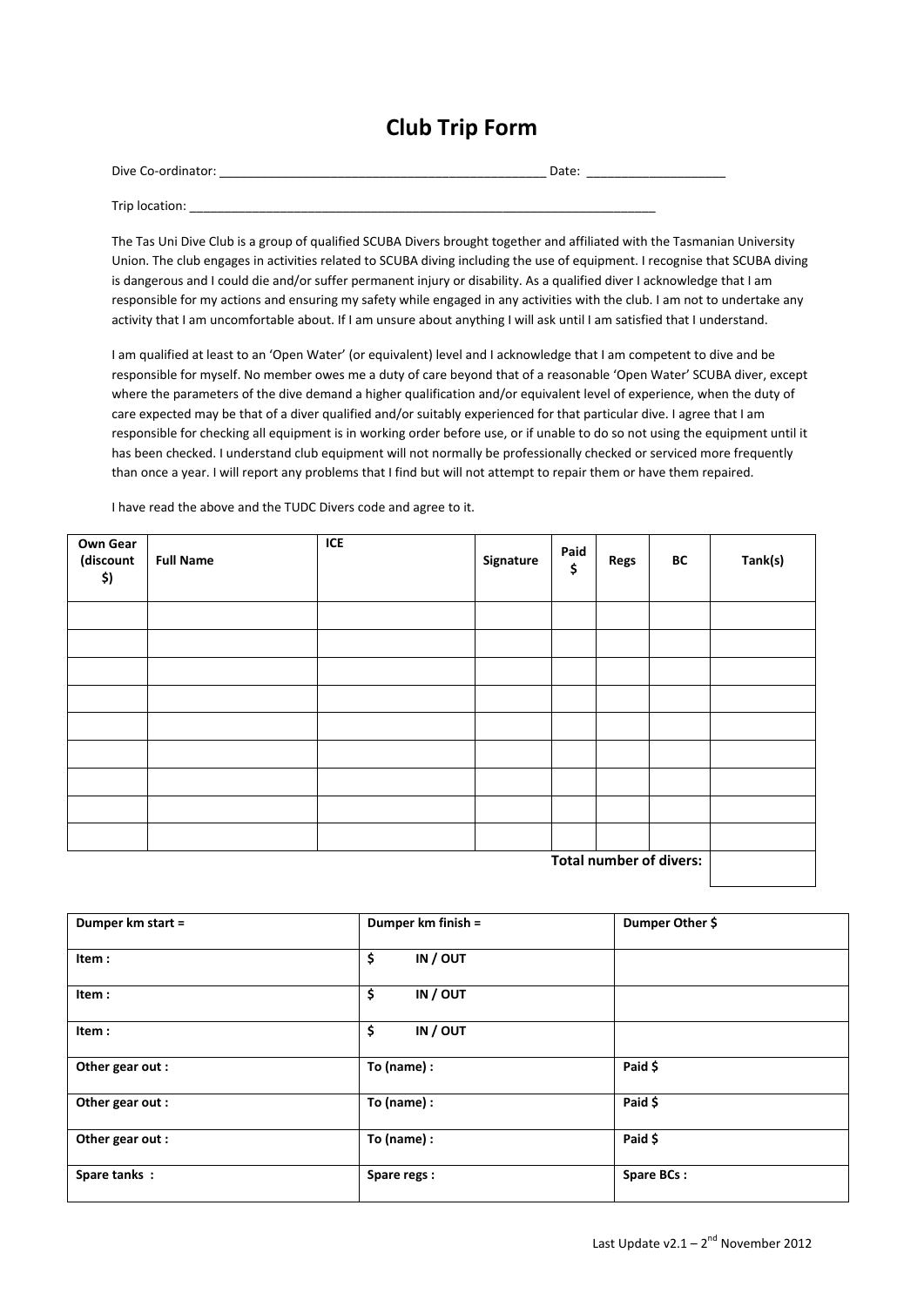# Club Trip Form

Dive Co-ordinator: ______________________________________________ Date: ____________________

Trip location: ______________________________________________________________________

The Tas Uni Dive Club is a group of qualified SCUBA Divers brought together and affiliated with the Tasmanian University Union. The club engages in activities related to SCUBA diving including the use of equipment. I recognise that SCUBA diving is dangerous and I could die and/or suffer permanent injury or disability. As a qualified diver I acknowledge that I am responsible for my actions and ensuring my safety while engaged in any activities with the club. I am not to undertake any activity that I am uncomfortable about. If I am unsure about anything I will ask until I am satisfied that I understand.

I am qualified at least to an 'Open Water' (or equivalent) level and I acknowledge that I am competent to dive and be responsible for myself. No member owes me a duty of care beyond that of a reasonable 'Open Water' SCUBA diver, except where the parameters of the dive demand a higher qualification and/or equivalent level of experience, when the duty of care expected may be that of a diver qualified and/or suitably experienced for that particular dive. I agree that I am responsible for checking all equipment is in working order before use, or if unable to do so not using the equipment until it has been checked. I understand club equipment will not normally be professionally checked or serviced more frequently than once a year. I will report any problems that I find but will not attempt to repair them or have them repaired.

I have read the above and the TUDC Divers code and agree to it.

| **Own Gear (discount $)** | **Full Name** | **ICE** | **Signature** | **Paid $** | **Regs** | **BC** | **Tank(s)** |
|---|---|---|---|---|---|---|---|
| | | | | | | | |
| | | | | | | | |
| | | | | | | | |
| | | | | | | | |
| | | | | | | | |
| | | | | | | | |
| | | | | | | | |
| | | | | | | | |
| | | | | | | | |
| | | | | | | **Total number of divers:** | |

| **Dumper km start =** | **Dumper km finish =** | **Dumper Other $** |
|---|---|---|
| **Item :** | **$ IN / OUT** | |
| **Item :** | **$ IN / OUT** | |
| **Item :** | **$ IN / OUT** | |
| **Other gear out :** | **To (name) :** | **Paid $** |
| **Other gear out :** | **To (name) :** | **Paid $** |
| **Other gear out :** | **To (name) :** | **Paid $** |
| **Spare tanks :** | **Spare regs :** | **Spare BCs :** |

Last Update v2.1 – 2nd November 2012